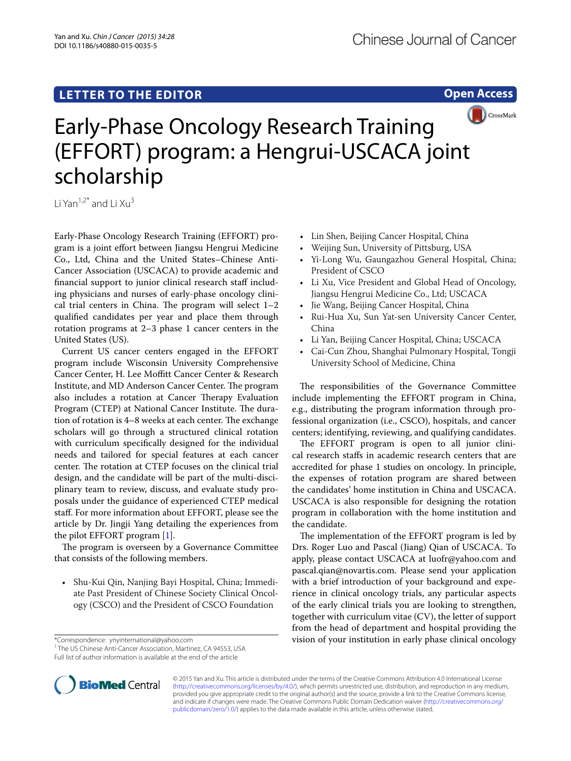LETTER TO THE EDITOR

Open Access

# Early-Phase Oncology Research Training (EFFORT) program: a Hengrui-USCACA joint scholarship

Li Yan[1,2*] and Li Xu[3]

Early-Phase Oncology Research Training (EFFORT) program is a joint effort between Jiangsu Hengrui Medicine Co., Ltd, China and the United States–Chinese Anti-Cancer Association (USCACA) to provide academic and financial support to junior clinical research staff including physicians and nurses of early-phase oncology clinical trial centers in China. The program will select 1–2 qualified candidates per year and place them through rotation programs at 2–3 phase 1 cancer centers in the United States (US).

Current US cancer centers engaged in the EFFORT program include Wisconsin University Comprehensive Cancer Center, H. Lee Moffitt Cancer Center & Research Institute, and MD Anderson Cancer Center. The program also includes a rotation at Cancer Therapy Evaluation Program (CTEP) at National Cancer Institute. The duration of rotation is 4–8 weeks at each center. The exchange scholars will go through a structured clinical rotation with curriculum specifically designed for the individual needs and tailored for special features at each cancer center. The rotation at CTEP focuses on the clinical trial design, and the candidate will be part of the multi-disciplinary team to review, discuss, and evaluate study proposals under the guidance of experienced CTEP medical staff. For more information about EFFORT, please see the article by Dr. Jingji Yang detailing the experiences from the pilot EFFORT program [1].

The program is overseen by a Governance Committee that consists of the following members.

- Shu-Kui Qin, Nanjing Bayi Hospital, China; Immediate Past President of Chinese Society Clinical Oncology (CSCO) and the President of CSCO Foundation
- Lin Shen, Beijing Cancer Hospital, China
- Weijing Sun, University of Pittsburg, USA
- Yi-Long Wu, Gaungazhou General Hospital, China; President of CSCO
- Li Xu, Vice President and Global Head of Oncology, Jiangsu Hengrui Medicine Co., Ltd; USCACA
- Jie Wang, Beijing Cancer Hospital, China
- Rui-Hua Xu, Sun Yat-sen University Cancer Center, China
- Li Yan, Beijing Cancer Hospital, China; USCACA
- Cai-Cun Zhou, Shanghai Pulmonary Hospital, Tongji University School of Medicine, China

The responsibilities of the Governance Committee include implementing the EFFORT program in China, e.g., distributing the program information through professional organization (i.e., CSCO), hospitals, and cancer centers; identifying, reviewing, and qualifying candidates.

The EFFORT program is open to all junior clinical research staffs in academic research centers that are accredited for phase 1 studies on oncology. In principle, the expenses of rotation program are shared between the candidates' home institution in China and USCACA. USCACA is also responsible for designing the rotation program in collaboration with the home institution and the candidate.

The implementation of the EFFORT program is led by Drs. Roger Luo and Pascal (Jiang) Qian of USCACA. To apply, please contact USCACA at luofr@yahoo.com and pascal.qian@novartis.com. Please send your application with a brief introduction of your background and experience in clinical oncology trials, any particular aspects of the early clinical trials you are looking to strengthen, together with curriculum vitae (CV), the letter of support from the head of department and hospital providing the vision of your institution in early phase clinical oncology

*Correspondence: ynyinternational@yahoo.com
[1] The US Chinese Anti-Cancer Association, Martinez, CA 94553, USA
Full list of author information is available at the end of the article

© 2015 Yan and Xu. This article is distributed under the terms of the Creative Commons Attribution 4.0 International License (http://creativecommons.org/licenses/by/4.0/), which permits unrestricted use, distribution, and reproduction in any medium, provided you give appropriate credit to the original author(s) and the source, provide a link to the Creative Commons license, and indicate if changes were made. The Creative Commons Public Domain Dedication waiver (http://creativecommons.org/publicdomain/zero/1.0/) applies to the data made available in this article, unless otherwise stated.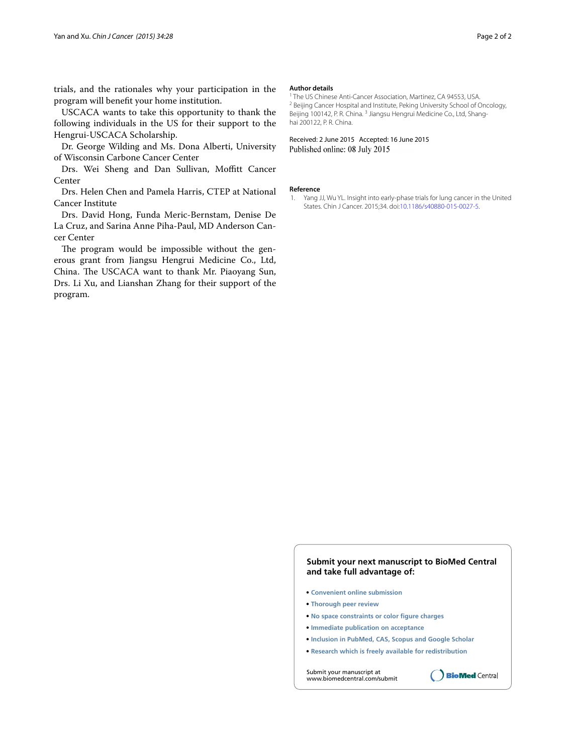trials, and the rationales why your participation in the program will benefit your home institution.

USCACA wants to take this opportunity to thank the following individuals in the US for their support to the Hengrui-USCACA Scholarship.

Dr. George Wilding and Ms. Dona Alberti, University of Wisconsin Carbone Cancer Center

Drs. Wei Sheng and Dan Sullivan, Moffitt Cancer Center

Drs. Helen Chen and Pamela Harris, CTEP at National Cancer Institute

Drs. David Hong, Funda Meric-Bernstam, Denise De La Cruz, and Sarina Anne Piha-Paul, MD Anderson Cancer Center

The program would be impossible without the generous grant from Jiangsu Hengrui Medicine Co., Ltd, China. The USCACA want to thank Mr. Piaoyang Sun, Drs. Li Xu, and Lianshan Zhang for their support of the program.

**Author details**

[1] The US Chinese Anti-Cancer Association, Martinez, CA 94553, USA. [2] Beijing Cancer Hospital and Institute, Peking University School of Oncology, Beijing 100142, P. R. China. [3] Jiangsu Hengrui Medicine Co., Ltd, Shanghai 200122, P. R. China.

Received: 2 June 2015 Accepted: 16 June 2015
Published online: 08 July 2015

**Reference**

1. Yang JJ, Wu YL. Insight into early-phase trials for lung cancer in the United States. Chin J Cancer. 2015;34. doi:10.1186/s40880-015-0027-5.

**Submit your next manuscript to BioMed Central and take full advantage of:**

- Convenient online submission
- Thorough peer review
- No space constraints or color figure charges
- Immediate publication on acceptance
- Inclusion in PubMed, CAS, Scopus and Google Scholar
- Research which is freely available for redistribution

Submit your manuscript at
www.biomedcentral.com/submit

BioMed Central